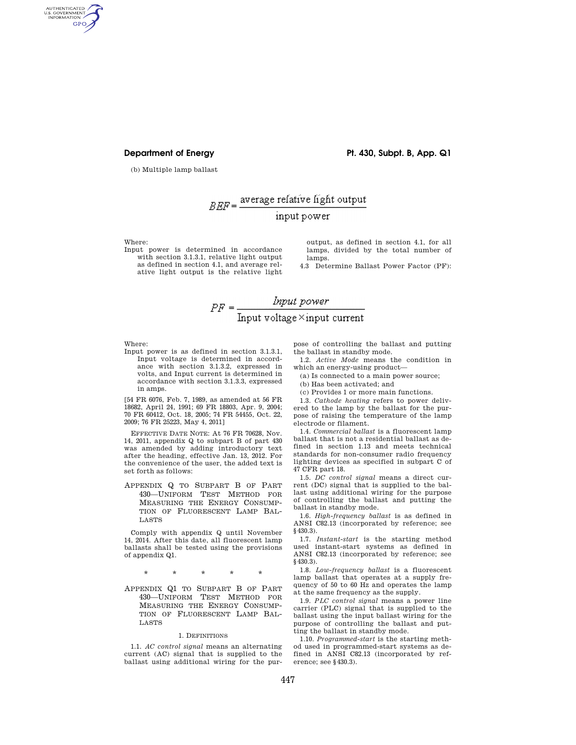(b) Multiple lamp ballast

$$BEF = \frac{\text{average relative light output}}{\text{input power}}$$

Where:

Input power is determined in accordance with section 3.1.3.1, relative light output as defined in section 4.1, and average relative light output is the relative light output, as defined in section 4.1, for all lamps, divided by the total number of lamps.

4.3 Determine Ballast Power Factor (PF):

$$PF = \frac{\textit{Input power}}{\text{Input voltage} \times \text{input current}}$$

Where:

Input power is as defined in section 3.1.3.1, Input voltage is determined in accordance with section 3.1.3.2, expressed in volts, and Input current is determined in accordance with section 3.1.3.3, expressed in amps.

[54 FR 6076, Feb. 7, 1989, as amended at 56 FR 18682, April 24, 1991; 69 FR 18803, Apr. 9, 2004; 70 FR 60412, Oct. 18, 2005; 74 FR 54455, Oct. 22, 2009; 76 FR 25223, May 4, 2011]

EFFECTIVE DATE NOTE: At 76 FR 70628, Nov. 14, 2011, appendix Q to subpart B of part 430 was amended by adding introductory text after the heading, effective Jan. 13, 2012. For the convenience of the user, the added text is set forth as follows:

## APPENDIX Q TO SUBPART B OF PART 430—UNIFORM TEST METHOD FOR MEASURING THE ENERGY CONSUMPTION OF FLUORESCENT LAMP BALLASTS

Comply with appendix Q until November 14, 2014. After this date, all fluorescent lamp ballasts shall be tested using the provisions of appendix Q1.

\* \* \* \* \*

## APPENDIX Q1 TO SUBPART B OF PART 430—UNIFORM TEST METHOD FOR MEASURING THE ENERGY CONSUMPTION OF FLUORESCENT LAMP BALLASTS

### 1. DEFINITIONS

1.1. *AC control signal* means an alternating current (AC) signal that is supplied to the ballast using additional wiring for the purpose of controlling the ballast and putting the ballast in standby mode.

1.2. *Active Mode* means the condition in which an energy-using product—

(a) Is connected to a main power source;

(b) Has been activated; and

(c) Provides 1 or more main functions.

1.3. *Cathode heating* refers to power delivered to the lamp by the ballast for the purpose of raising the temperature of the lamp electrode or filament.

1.4. *Commercial ballast* is a fluorescent lamp ballast that is not a residential ballast as defined in section 1.13 and meets technical standards for non-consumer radio frequency lighting devices as specified in subpart C of 47 CFR part 18.

1.5. *DC control signal* means a direct current (DC) signal that is supplied to the ballast using additional wiring for the purpose of controlling the ballast and putting the ballast in standby mode.

1.6. *High-frequency ballast* is as defined in ANSI C82.13 (incorporated by reference; see §430.3).

1.7. *Instant-start* is the starting method used instant-start systems as defined in ANSI C82.13 (incorporated by reference; see §430.3).

1.8. *Low-frequency ballast* is a fluorescent lamp ballast that operates at a supply frequency of 50 to 60 Hz and operates the lamp at the same frequency as the supply.

1.9. *PLC control signal* means a power line carrier (PLC) signal that is supplied to the ballast using the input ballast wiring for the purpose of controlling the ballast and putting the ballast in standby mode.

1.10. *Programmed-start* is the starting method used in programmed-start systems as defined in ANSI C82.13 (incorporated by reference; see §430.3).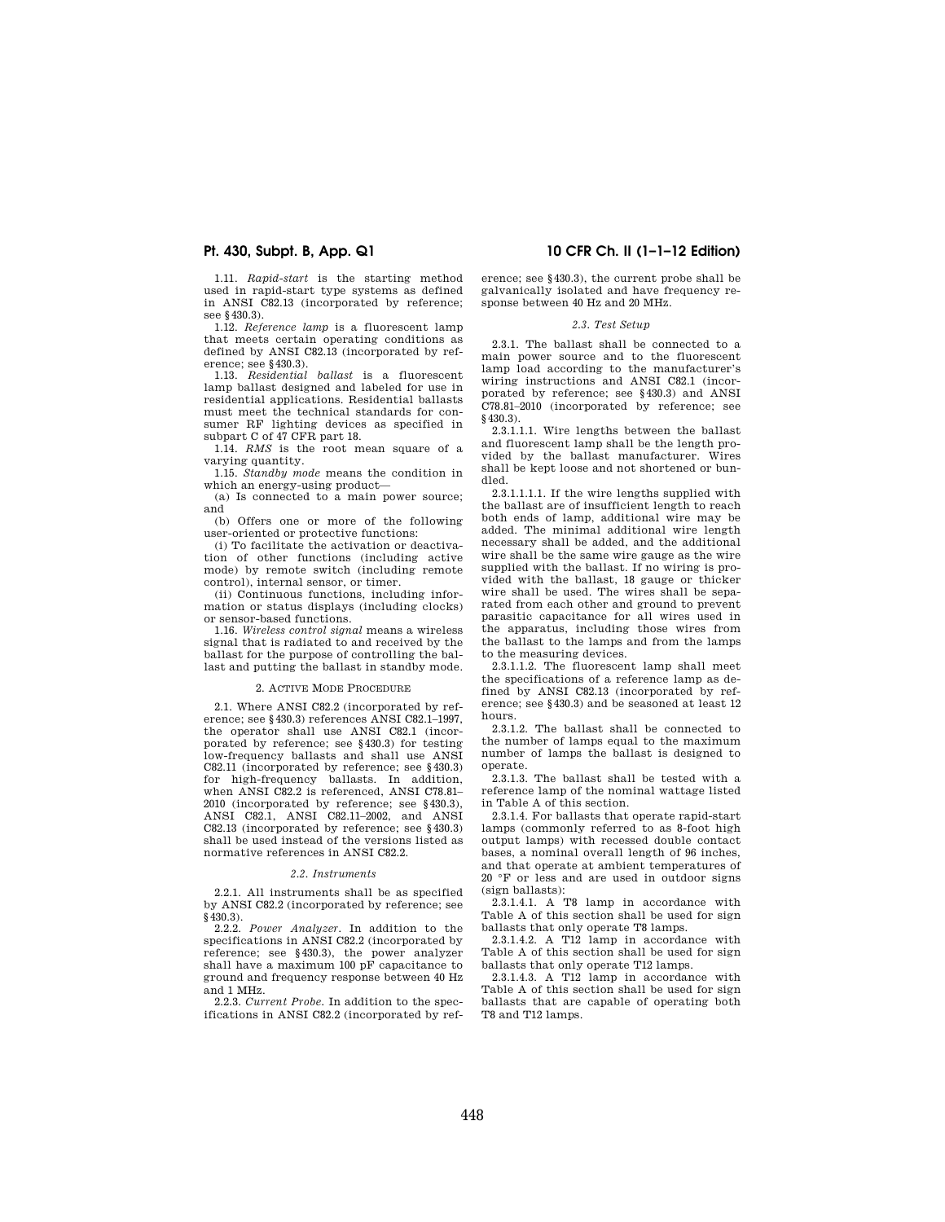1.11. *Rapid-start* is the starting method used in rapid-start type systems as defined in ANSI C82.13 (incorporated by reference; see §430.3).

1.12. *Reference lamp* is a fluorescent lamp that meets certain operating conditions as defined by ANSI C82.13 (incorporated by reference; see §430.3).

1.13. *Residential ballast* is a fluorescent lamp ballast designed and labeled for use in residential applications. Residential ballasts must meet the technical standards for consumer RF lighting devices as specified in subpart C of 47 CFR part 18.

1.14. *RMS* is the root mean square of a varying quantity.

1.15. *Standby mode* means the condition in which an energy-using product—

(a) Is connected to a main power source; and

(b) Offers one or more of the following user-oriented or protective functions:

(i) To facilitate the activation or deactivation of other functions (including active mode) by remote switch (including remote control), internal sensor, or timer.

(ii) Continuous functions, including information or status displays (including clocks) or sensor-based functions.

1.16. *Wireless control signal* means a wireless signal that is radiated to and received by the ballast for the purpose of controlling the ballast and putting the ballast in standby mode.

## 2. Active Mode Procedure

2.1. Where ANSI C82.2 (incorporated by reference; see §430.3) references ANSI C82.1–1997, the operator shall use ANSI C82.1 (incorporated by reference; see §430.3) for testing low-frequency ballasts and shall use ANSI C82.11 (incorporated by reference; see §430.3) for high-frequency ballasts. In addition, when ANSI C82.2 is referenced, ANSI C78.81–2010 (incorporated by reference; see §430.3), ANSI C82.1, ANSI C82.11–2002, and ANSI C82.13 (incorporated by reference; see §430.3) shall be used instead of the versions listed as normative references in ANSI C82.2.

### *2.2. Instruments*

2.2.1. All instruments shall be as specified by ANSI C82.2 (incorporated by reference; see §430.3).

2.2.2. *Power Analyzer*. In addition to the specifications in ANSI C82.2 (incorporated by reference; see §430.3), the power analyzer shall have a maximum 100 pF capacitance to ground and frequency response between 40 Hz and 1 MHz.

2.2.3. *Current Probe*. In addition to the specifications in ANSI C82.2 (incorporated by reference; see §430.3), the current probe shall be galvanically isolated and have frequency response between 40 Hz and 20 MHz.

### *2.3. Test Setup*

2.3.1. The ballast shall be connected to a main power source and to the fluorescent lamp load according to the manufacturer's wiring instructions and ANSI C82.1 (incorporated by reference; see §430.3) and ANSI C78.81–2010 (incorporated by reference; see §430.3).

2.3.1.1.1. Wire lengths between the ballast and fluorescent lamp shall be the length provided by the ballast manufacturer. Wires shall be kept loose and not shortened or bundled.

2.3.1.1.1.1. If the wire lengths supplied with the ballast are of insufficient length to reach both ends of lamp, additional wire may be added. The minimal additional wire length necessary shall be added, and the additional wire shall be the same wire gauge as the wire supplied with the ballast. If no wiring is provided with the ballast, 18 gauge or thicker wire shall be used. The wires shall be separated from each other and ground to prevent parasitic capacitance for all wires used in the apparatus, including those wires from the ballast to the lamps and from the lamps to the measuring devices.

2.3.1.1.2. The fluorescent lamp shall meet the specifications of a reference lamp as defined by ANSI C82.13 (incorporated by reference; see §430.3) and be seasoned at least 12 hours.

2.3.1.2. The ballast shall be connected to the number of lamps equal to the maximum number of lamps the ballast is designed to operate.

2.3.1.3. The ballast shall be tested with a reference lamp of the nominal wattage listed in Table A of this section.

2.3.1.4. For ballasts that operate rapid-start lamps (commonly referred to as 8-foot high output lamps) with recessed double contact bases, a nominal overall length of 96 inches, and that operate at ambient temperatures of 20 °F or less and are used in outdoor signs (sign ballasts):

2.3.1.4.1. A T8 lamp in accordance with Table A of this section shall be used for sign ballasts that only operate T8 lamps.

2.3.1.4.2. A T12 lamp in accordance with Table A of this section shall be used for sign ballasts that only operate T12 lamps.

2.3.1.4.3. A T12 lamp in accordance with Table A of this section shall be used for sign ballasts that are capable of operating both T8 and T12 lamps.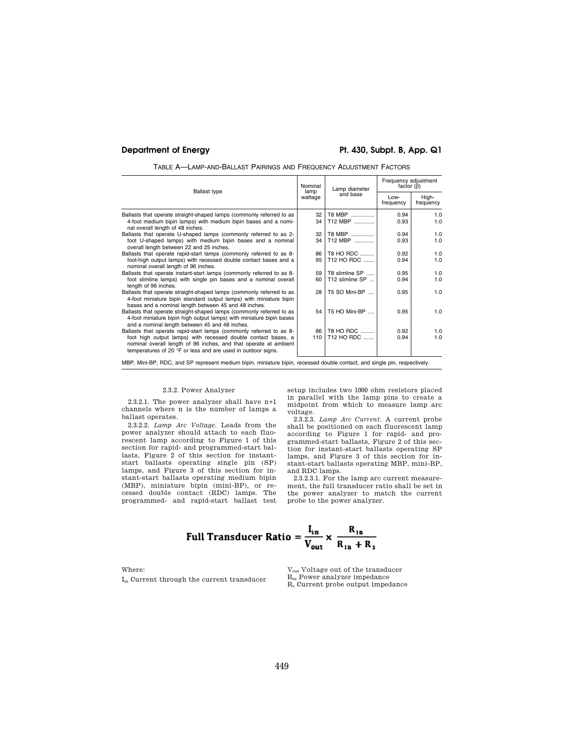TABLE A—LAMP-AND-BALLAST PAIRINGS AND FREQUENCY ADJUSTMENT FACTORS

| Ballast type | Nominal lamp wattage | Lamp diameter and base | Frequency adjustment factor (β) | |
|---|---|---|---|---|
| | | | Low-frequency | High-frequency |
| Ballasts that operate straight-shaped lamps (commonly referred to as 4-foot medium bipin lamps) with medium bipin bases and a nominal overall length of 48 inches. | 32<br>34 | T8 MBP<br>T12 MBP | 0.94<br>0.93 | 1.0<br>1.0 |
| Ballasts that operate U-shaped lamps (commonly referred to as 2-foot U-shaped lamps) with medium bipin bases and a nominal overall length between 22 and 25 inches. | 32<br>34 | T8 MBP<br>T12 MBP | 0.94<br>0.93 | 1.0<br>1.0 |
| Ballasts that operate rapid-start lamps (commonly referred to as 8-foot-high output lamps) with recessed double contact bases and a nominal overall length of 96 inches. | 86<br>95 | T8 HO RDC<br>T12 HO RDC | 0.92<br>0.94 | 1.0<br>1.0 |
| Ballasts that operate instant-start lamps (commonly referred to as 8-foot slimline lamps) with single pin bases and a nominal overall length of 96 inches. | 59<br>60 | T8 slimline SP<br>T12 slimline SP | 0.95<br>0.94 | 1.0<br>1.0 |
| Ballasts that operate straight-shaped lamps (commonly referred to as 4-foot miniature bipin standard output lamps) with miniature bipin bases and a nominal length between 45 and 48 inches. | 28 | T5 SO Mini-BP | 0.95 | 1.0 |
| Ballasts that operate straight-shaped lamps (commonly referred to as 4-foot miniature bipin high output lamps) with miniature bipin bases and a nominal length between 45 and 48 inches. | 54 | T5 HO Mini-BP | 0.95 | 1.0 |
| Ballasts that operate rapid-start lamps (commonly referred to as 8-foot high output lamps) with recessed double contact bases, a nominal overall length of 96 inches, and that operate at ambient temperatures of 20 °F or less and are used in outdoor signs. | 86<br>110 | T8 HO RDC<br>T12 HO RDC | 0.92<br>0.94 | 1.0<br>1.0 |

MBP, Mini-BP, RDC, and SP represent medium bipin, miniature bipin, recessed double contact, and single pin, respectively.

2.3.2. Power Analyzer

2.3.2.1. The power analyzer shall have n+1 channels where n is the number of lamps a ballast operates.

2.3.2.2. *Lamp Arc Voltage*. Leads from the power analyzer should attach to each fluorescent lamp according to Figure 1 of this section for rapid- and programmed-start ballasts, Figure 2 of this section for instant-start ballasts operating single pin (SP) lamps, and Figure 3 of this section for instant-start ballasts operating medium bipin (MBP), miniature bipin (mini-BP), or recessed double contact (RDC) lamps. The programmed- and rapid-start ballast test setup includes two 1000 ohm resistors placed in parallel with the lamp pins to create a midpoint from which to measure lamp arc voltage.

2.3.2.3. *Lamp Arc Current*. A current probe shall be positioned on each fluorescent lamp according to Figure 1 for rapid- and programmed-start ballasts, Figure 2 of this section for instant-start ballasts operating SP lamps, and Figure 3 of this section for instant-start ballasts operating MBP, mini-BP, and RDC lamps.

2.3.2.3.1. For the lamp arc current measurement, the full transducer ratio shall be set in the power analyzer to match the current probe to the power analyzer.

$$\text{Full Transducer Ratio} = \frac{I_{in}}{V_{out}} \times \frac{R_{in}}{R_{in} + R_s}$$

Where:

$I_{in}$ Current through the current transducer
$V_{out}$ Voltage out of the transducer
$R_{in}$ Power analyzer impedance
$R_s$ Current probe output impedance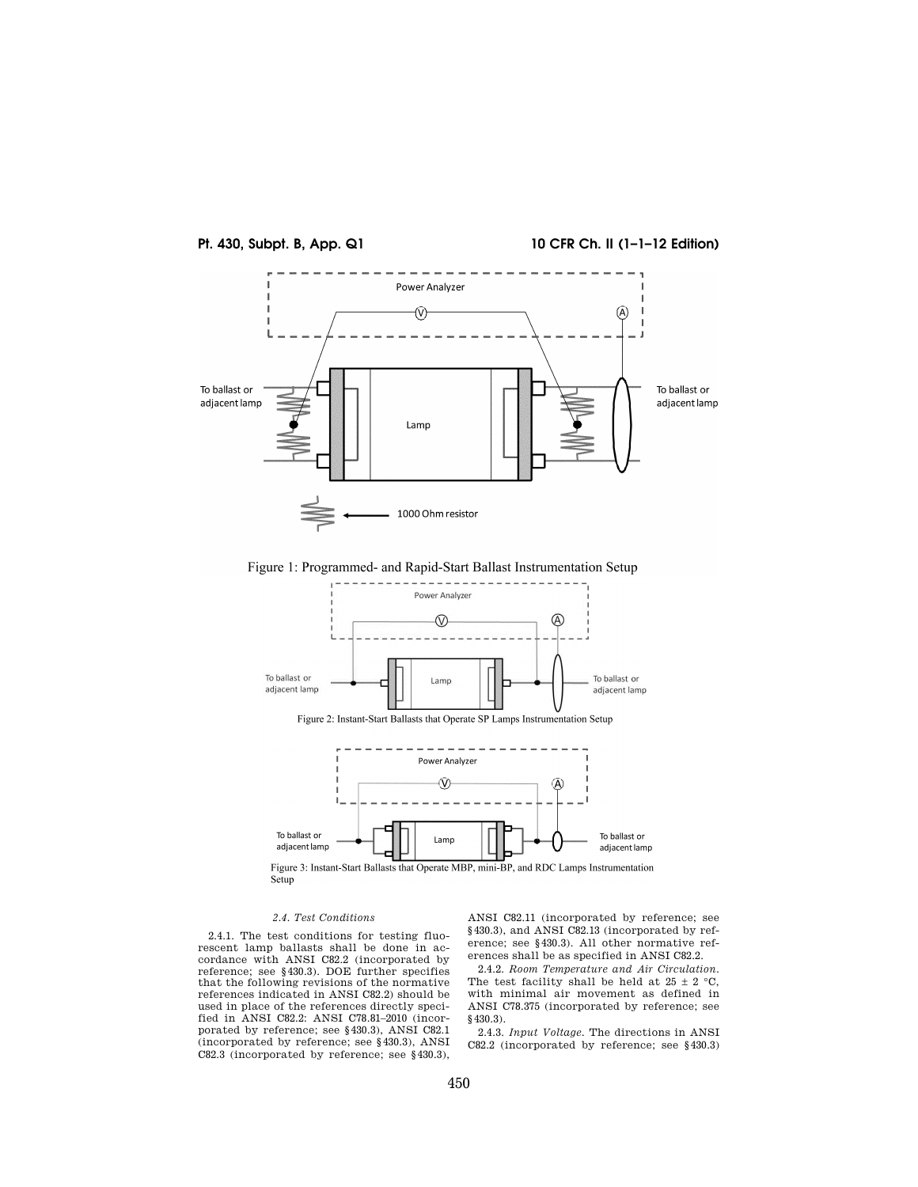Figure 1: Programmed- and Rapid-Start Ballast Instrumentation Setup

Figure 2: Instant-Start Ballasts that Operate SP Lamps Instrumentation Setup

Figure 3: Instant-Start Ballasts that Operate MBP, mini-BP, and RDC Lamps Instrumentation Setup

*2.4. Test Conditions*

2.4.1. The test conditions for testing fluorescent lamp ballasts shall be done in accordance with ANSI C82.2 (incorporated by reference; see §430.3). DOE further specifies that the following revisions of the normative references indicated in ANSI C82.2) should be used in place of the references directly specified in ANSI C82.2: ANSI C78.81–2010 (incorporated by reference; see §430.3), ANSI C82.1 (incorporated by reference; see §430.3), ANSI C82.3 (incorporated by reference; see §430.3), ANSI C82.11 (incorporated by reference; see §430.3), and ANSI C82.13 (incorporated by reference; see §430.3). All other normative references shall be as specified in ANSI C82.2.

2.4.2. *Room Temperature and Air Circulation.* The test facility shall be held at 25 ± 2 °C, with minimal air movement as defined in ANSI C78.375 (incorporated by reference; see §430.3).

2.4.3. *Input Voltage.* The directions in ANSI C82.2 (incorporated by reference; see §430.3)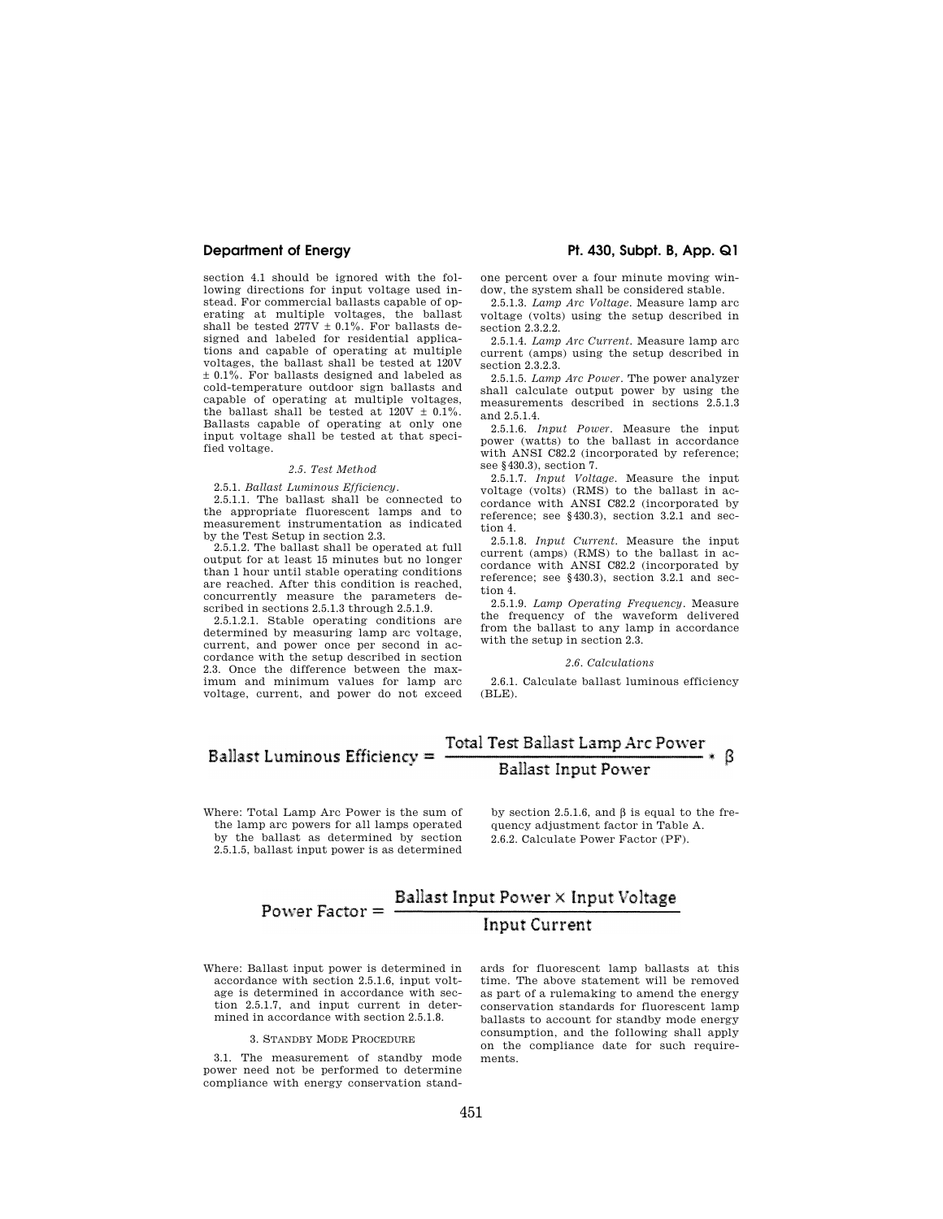section 4.1 should be ignored with the following directions for input voltage used instead. For commercial ballasts capable of operating at multiple voltages, the ballast shall be tested 277V ± 0.1%. For ballasts designed and labeled for residential applications and capable of operating at multiple voltages, the ballast shall be tested at 120V ± 0.1%. For ballasts designed and labeled as cold-temperature outdoor sign ballasts and capable of operating at multiple voltages, the ballast shall be tested at 120V ± 0.1%. Ballasts capable of operating at only one input voltage shall be tested at that specified voltage.

*2.5. Test Method*

2.5.1. *Ballast Luminous Efficiency*.

2.5.1.1. The ballast shall be connected to the appropriate fluorescent lamps and to measurement instrumentation as indicated by the Test Setup in section 2.3.

2.5.1.2. The ballast shall be operated at full output for at least 15 minutes but no longer than 1 hour until stable operating conditions are reached. After this condition is reached, concurrently measure the parameters described in sections 2.5.1.3 through 2.5.1.9.

2.5.1.2.1. Stable operating conditions are determined by measuring lamp arc voltage, current, and power once per second in accordance with the setup described in section 2.3. Once the difference between the maximum and minimum values for lamp arc voltage, current, and power do not exceed one percent over a four minute moving window, the system shall be considered stable.

2.5.1.3. *Lamp Arc Voltage*. Measure lamp arc voltage (volts) using the setup described in section 2.3.2.2.

2.5.1.4. *Lamp Arc Current*. Measure lamp arc current (amps) using the setup described in section 2.3.2.3.

2.5.1.5. *Lamp Arc Power*. The power analyzer shall calculate output power by using the measurements described in sections 2.5.1.3 and 2.5.1.4.

2.5.1.6. *Input Power*. Measure the input power (watts) to the ballast in accordance with ANSI C82.2 (incorporated by reference; see §430.3), section 7.

2.5.1.7. *Input Voltage*. Measure the input voltage (volts) (RMS) to the ballast in accordance with ANSI C82.2 (incorporated by reference; see §430.3), section 3.2.1 and section 4.

2.5.1.8. *Input Current*. Measure the input current (amps) (RMS) to the ballast in accordance with ANSI C82.2 (incorporated by reference; see §430.3), section 3.2.1 and section 4.

2.5.1.9. *Lamp Operating Frequency*. Measure the frequency of the waveform delivered from the ballast to any lamp in accordance with the setup in section 2.3.

*2.6. Calculations*

2.6.1. Calculate ballast luminous efficiency (BLE).

$$\text{Ballast Luminous Efficiency} = \frac{\text{Total Test Ballast Lamp Arc Power}}{\text{Ballast Input Power}} * \beta$$

Where: Total Lamp Arc Power is the sum of the lamp arc powers for all lamps operated by the ballast as determined by section 2.5.1.5, ballast input power is as determined by section 2.5.1.6, and β is equal to the frequency adjustment factor in Table A.

2.6.2. Calculate Power Factor (PF).

$$\text{Power Factor} = \frac{\text{Ballast Input Power} \times \text{Input Voltage}}{\text{Input Current}}$$

Where: Ballast input power is determined in accordance with section 2.5.1.6, input voltage is determined in accordance with section 2.5.1.7, and input current in determined in accordance with section 2.5.1.8.

3. STANDBY MODE PROCEDURE

3.1. The measurement of standby mode power need not be performed to determine compliance with energy conservation standards for fluorescent lamp ballasts at this time. The above statement will be removed as part of a rulemaking to amend the energy conservation standards for fluorescent lamp ballasts to account for standby mode energy consumption, and the following shall apply on the compliance date for such requirements.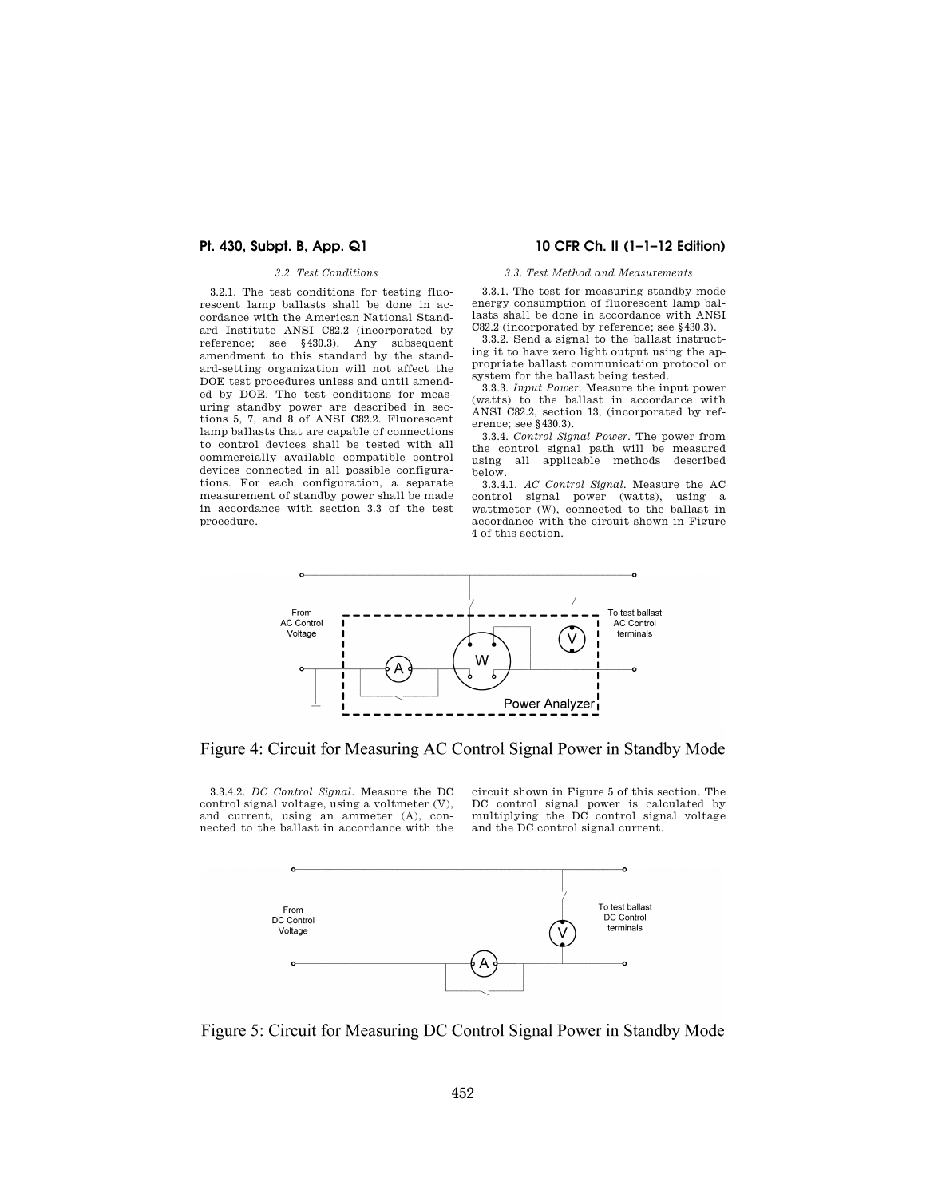*3.2. Test Conditions*

3.2.1. The test conditions for testing fluorescent lamp ballasts shall be done in accordance with the American National Standard Institute ANSI C82.2 (incorporated by reference; see §430.3). Any subsequent amendment to this standard by the standard-setting organization will not affect the DOE test procedures unless and until amended by DOE. The test conditions for measuring standby power are described in sections 5, 7, and 8 of ANSI C82.2. Fluorescent lamp ballasts that are capable of connections to control devices shall be tested with all commercially available compatible control devices connected in all possible configurations. For each configuration, a separate measurement of standby power shall be made in accordance with section 3.3 of the test procedure.

*3.3. Test Method and Measurements*

3.3.1. The test for measuring standby mode energy consumption of fluorescent lamp ballasts shall be done in accordance with ANSI C82.2 (incorporated by reference; see §430.3).

3.3.2. Send a signal to the ballast instructing it to have zero light output using the appropriate ballast communication protocol or system for the ballast being tested.

3.3.3. *Input Power.* Measure the input power (watts) to the ballast in accordance with ANSI C82.2, section 13, (incorporated by reference; see §430.3).

3.3.4. *Control Signal Power.* The power from the control signal path will be measured using all applicable methods described below.

3.3.4.1. *AC Control Signal.* Measure the AC control signal power (watts), using a wattmeter (W), connected to the ballast in accordance with the circuit shown in Figure 4 of this section.

Figure 4: Circuit for Measuring AC Control Signal Power in Standby Mode

3.3.4.2. *DC Control Signal.* Measure the DC control signal voltage, using a voltmeter (V), and current, using an ammeter (A), connected to the ballast in accordance with the circuit shown in Figure 5 of this section. The DC control signal power is calculated by multiplying the DC control signal voltage and the DC control signal current.

Figure 5: Circuit for Measuring DC Control Signal Power in Standby Mode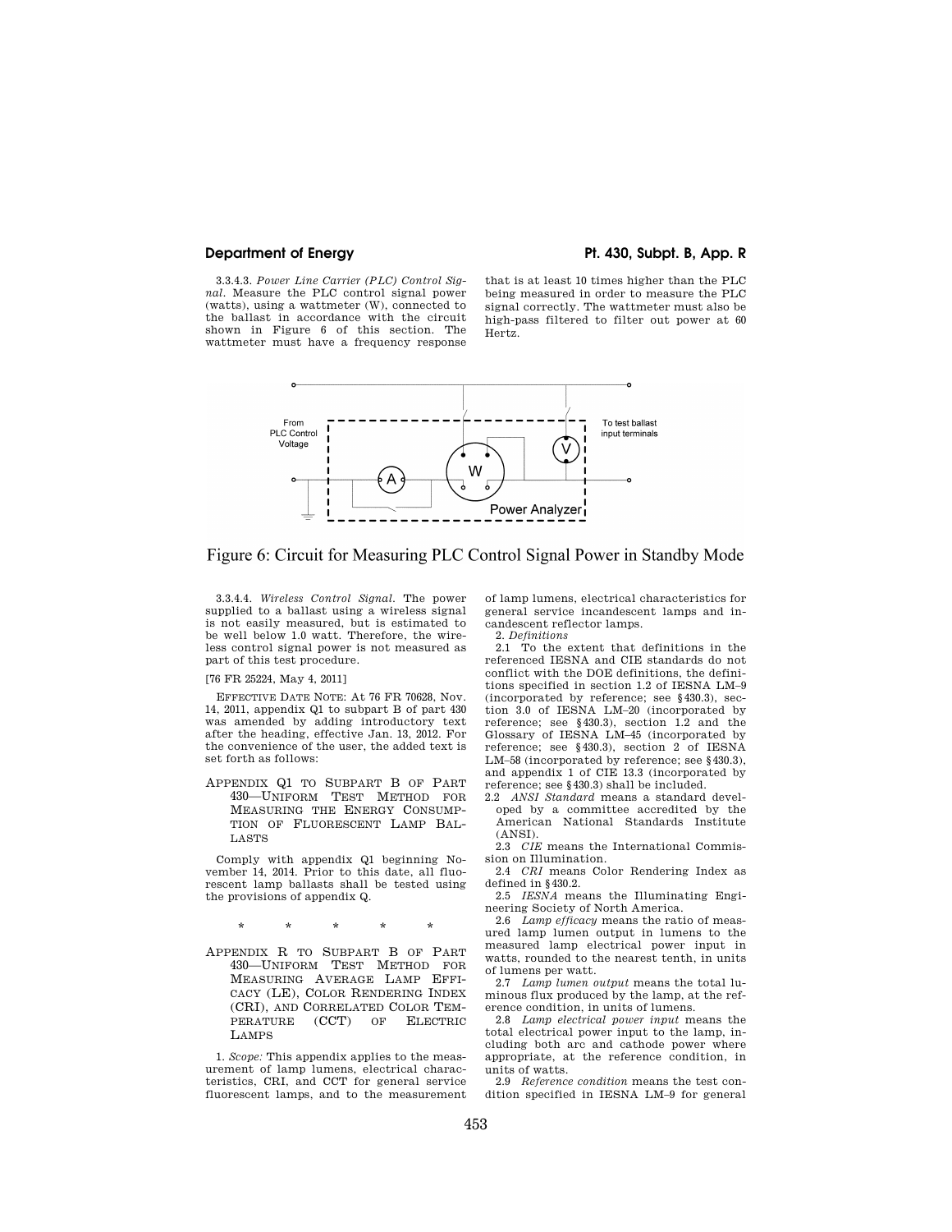3.3.4.3. *Power Line Carrier (PLC) Control Signal*. Measure the PLC control signal power (watts), using a wattmeter (W), connected to the ballast in accordance with the circuit shown in Figure 6 of this section. The wattmeter must have a frequency response that is at least 10 times higher than the PLC being measured in order to measure the PLC signal correctly. The wattmeter must also be high-pass filtered to filter out power at 60 Hertz.

From PLC Control Voltage

To test ballast input terminals

A

W

V

Power Analyzer

Figure 6: Circuit for Measuring PLC Control Signal Power in Standby Mode

3.3.4.4. *Wireless Control Signal*. The power supplied to a ballast using a wireless signal is not easily measured, but is estimated to be well below 1.0 watt. Therefore, the wireless control signal power is not measured as part of this test procedure.

[76 FR 25224, May 4, 2011]

EFFECTIVE DATE NOTE: At 76 FR 70628, Nov. 14, 2011, appendix Q1 to subpart B of part 430 was amended by adding introductory text after the heading, effective Jan. 13, 2012. For the convenience of the user, the added text is set forth as follows:

APPENDIX Q1 TO SUBPART B OF PART 430—UNIFORM TEST METHOD FOR MEASURING THE ENERGY CONSUMPTION OF FLUORESCENT LAMP BALLASTS

Comply with appendix Q1 beginning November 14, 2014. Prior to this date, all fluorescent lamp ballasts shall be tested using the provisions of appendix Q.

\* \* \* \* \*

## APPENDIX R TO SUBPART B OF PART 430—UNIFORM TEST METHOD FOR MEASURING AVERAGE LAMP EFFICACY (LE), COLOR RENDERING INDEX (CRI), AND CORRELATED COLOR TEMPERATURE (CCT) OF ELECTRIC LAMPS

1. *Scope:* This appendix applies to the measurement of lamp lumens, electrical characteristics, CRI, and CCT for general service fluorescent lamps, and to the measurement of lamp lumens, electrical characteristics for general service incandescent lamps and incandescent reflector lamps.

2. *Definitions*

2.1 To the extent that definitions in the referenced IESNA and CIE standards do not conflict with the DOE definitions, the definitions specified in section 1.2 of IESNA LM–9 (incorporated by reference; see §430.3), section 3.0 of IESNA LM–20 (incorporated by reference; see §430.3), section 1.2 and the Glossary of IESNA LM–45 (incorporated by reference; see §430.3), section 2 of IESNA LM–58 (incorporated by reference; see §430.3), and appendix 1 of CIE 13.3 (incorporated by reference; see §430.3) shall be included.

2.2 *ANSI Standard* means a standard developed by a committee accredited by the American National Standards Institute (ANSI).

2.3 *CIE* means the International Commission on Illumination.

2.4 *CRI* means Color Rendering Index as defined in §430.2.

2.5 *IESNA* means the Illuminating Engineering Society of North America.

2.6 *Lamp efficacy* means the ratio of measured lamp lumen output in lumens to the measured lamp electrical power input in watts, rounded to the nearest tenth, in units of lumens per watt.

2.7 *Lamp lumen output* means the total luminous flux produced by the lamp, at the reference condition, in units of lumens.

2.8 *Lamp electrical power input* means the total electrical power input to the lamp, including both arc and cathode power where appropriate, at the reference condition, in units of watts.

2.9 *Reference condition* means the test condition specified in IESNA LM–9 for general